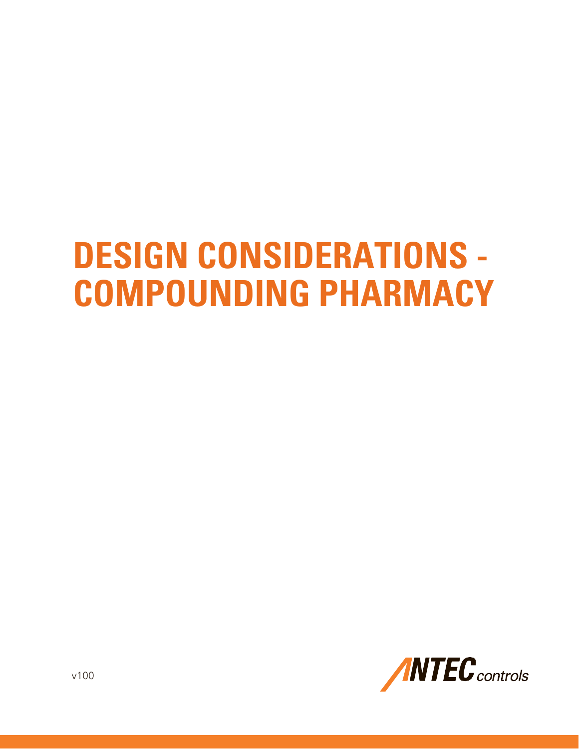# DESIGN CONSIDERATIONS - COMPOUNDING PHARMACY

v100

ANTEC controls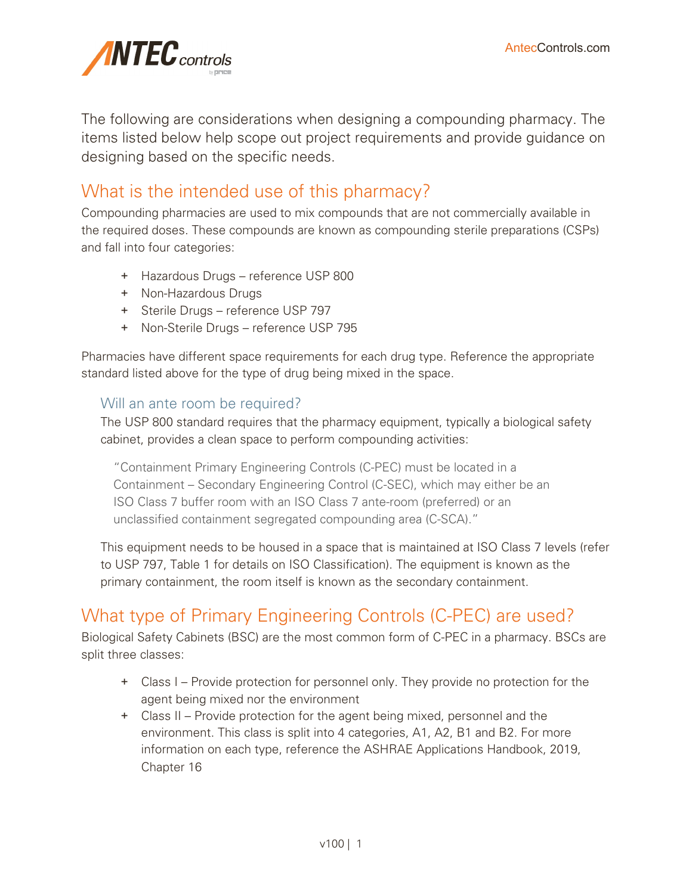The following are considerations when designing a compounding pharmacy. The items listed below help scope out project requirements and provide guidance on designing based on the specific needs.

## What is the intended use of this pharmacy?

Compounding pharmacies are used to mix compounds that are not commercially available in the required doses. These compounds are known as compounding sterile preparations (CSPs) and fall into four categories:

- Hazardous Drugs – reference USP 800
- Non-Hazardous Drugs
- Sterile Drugs – reference USP 797
- Non-Sterile Drugs – reference USP 795

Pharmacies have different space requirements for each drug type. Reference the appropriate standard listed above for the type of drug being mixed in the space.

### Will an ante room be required?

The USP 800 standard requires that the pharmacy equipment, typically a biological safety cabinet, provides a clean space to perform compounding activities:

> "Containment Primary Engineering Controls (C-PEC) must be located in a Containment – Secondary Engineering Control (C-SEC), which may either be an ISO Class 7 buffer room with an ISO Class 7 ante-room (preferred) or an unclassified containment segregated compounding area (C-SCA)."

This equipment needs to be housed in a space that is maintained at ISO Class 7 levels (refer to USP 797, Table 1 for details on ISO Classification). The equipment is known as the primary containment, the room itself is known as the secondary containment.

## What type of Primary Engineering Controls (C-PEC) are used?

Biological Safety Cabinets (BSC) are the most common form of C-PEC in a pharmacy. BSCs are split three classes:

- Class I – Provide protection for personnel only. They provide no protection for the agent being mixed nor the environment
- Class II – Provide protection for the agent being mixed, personnel and the environment. This class is split into 4 categories, A1, A2, B1 and B2. For more information on each type, reference the ASHRAE Applications Handbook, 2019, Chapter 16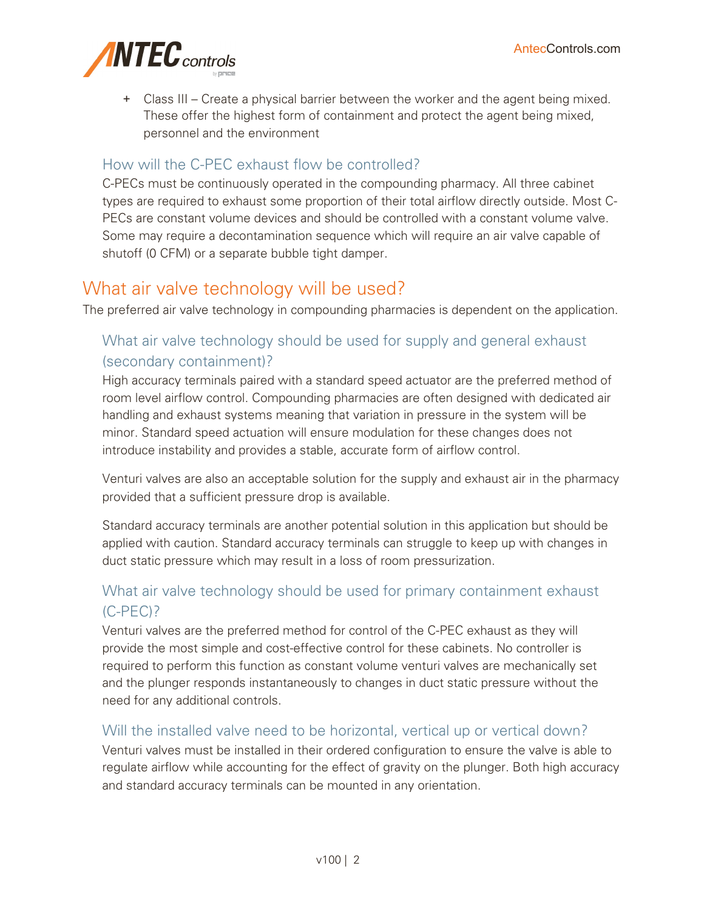- Class III – Create a physical barrier between the worker and the agent being mixed. These offer the highest form of containment and protect the agent being mixed, personnel and the environment

### How will the C-PEC exhaust flow be controlled?

C-PECs must be continuously operated in the compounding pharmacy. All three cabinet types are required to exhaust some proportion of their total airflow directly outside. Most C-PECs are constant volume devices and should be controlled with a constant volume valve. Some may require a decontamination sequence which will require an air valve capable of shutoff (0 CFM) or a separate bubble tight damper.

## What air valve technology will be used?

The preferred air valve technology in compounding pharmacies is dependent on the application.

### What air valve technology should be used for supply and general exhaust (secondary containment)?

High accuracy terminals paired with a standard speed actuator are the preferred method of room level airflow control. Compounding pharmacies are often designed with dedicated air handling and exhaust systems meaning that variation in pressure in the system will be minor. Standard speed actuation will ensure modulation for these changes does not introduce instability and provides a stable, accurate form of airflow control.

Venturi valves are also an acceptable solution for the supply and exhaust air in the pharmacy provided that a sufficient pressure drop is available.

Standard accuracy terminals are another potential solution in this application but should be applied with caution. Standard accuracy terminals can struggle to keep up with changes in duct static pressure which may result in a loss of room pressurization.

### What air valve technology should be used for primary containment exhaust (C-PEC)?

Venturi valves are the preferred method for control of the C-PEC exhaust as they will provide the most simple and cost-effective control for these cabinets. No controller is required to perform this function as constant volume venturi valves are mechanically set and the plunger responds instantaneously to changes in duct static pressure without the need for any additional controls.

### Will the installed valve need to be horizontal, vertical up or vertical down?

Venturi valves must be installed in their ordered configuration to ensure the valve is able to regulate airflow while accounting for the effect of gravity on the plunger. Both high accuracy and standard accuracy terminals can be mounted in any orientation.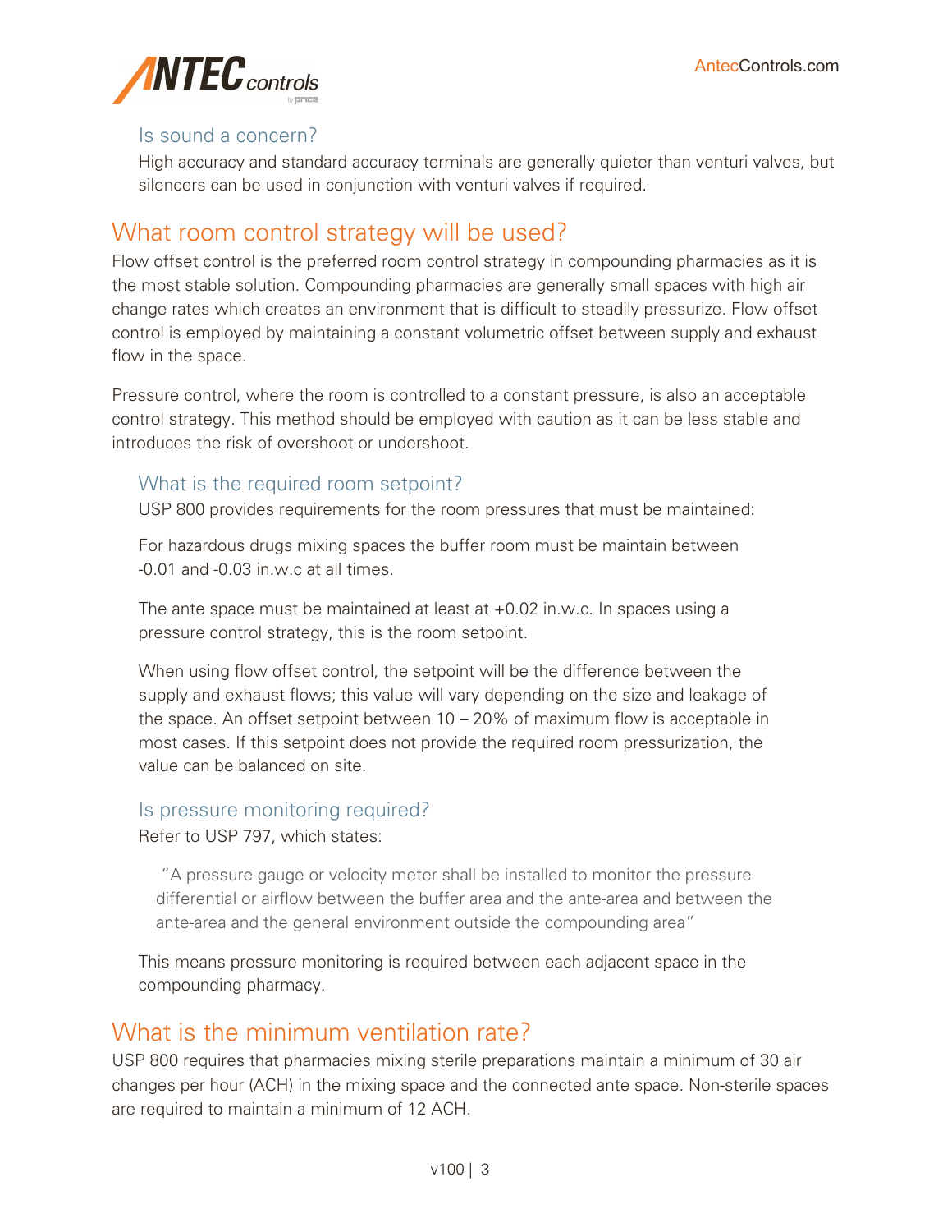### Is sound a concern?

High accuracy and standard accuracy terminals are generally quieter than venturi valves, but silencers can be used in conjunction with venturi valves if required.

## What room control strategy will be used?

Flow offset control is the preferred room control strategy in compounding pharmacies as it is the most stable solution. Compounding pharmacies are generally small spaces with high air change rates which creates an environment that is difficult to steadily pressurize. Flow offset control is employed by maintaining a constant volumetric offset between supply and exhaust flow in the space.

Pressure control, where the room is controlled to a constant pressure, is also an acceptable control strategy. This method should be employed with caution as it can be less stable and introduces the risk of overshoot or undershoot.

### What is the required room setpoint?

USP 800 provides requirements for the room pressures that must be maintained:

For hazardous drugs mixing spaces the buffer room must be maintain between -0.01 and -0.03 in.w.c at all times.

The ante space must be maintained at least at +0.02 in.w.c. In spaces using a pressure control strategy, this is the room setpoint.

When using flow offset control, the setpoint will be the difference between the supply and exhaust flows; this value will vary depending on the size and leakage of the space. An offset setpoint between 10 – 20% of maximum flow is acceptable in most cases. If this setpoint does not provide the required room pressurization, the value can be balanced on site.

### Is pressure monitoring required?

Refer to USP 797, which states:

> "A pressure gauge or velocity meter shall be installed to monitor the pressure differential or airflow between the buffer area and the ante-area and between the ante-area and the general environment outside the compounding area"

This means pressure monitoring is required between each adjacent space in the compounding pharmacy.

## What is the minimum ventilation rate?

USP 800 requires that pharmacies mixing sterile preparations maintain a minimum of 30 air changes per hour (ACH) in the mixing space and the connected ante space. Non-sterile spaces are required to maintain a minimum of 12 ACH.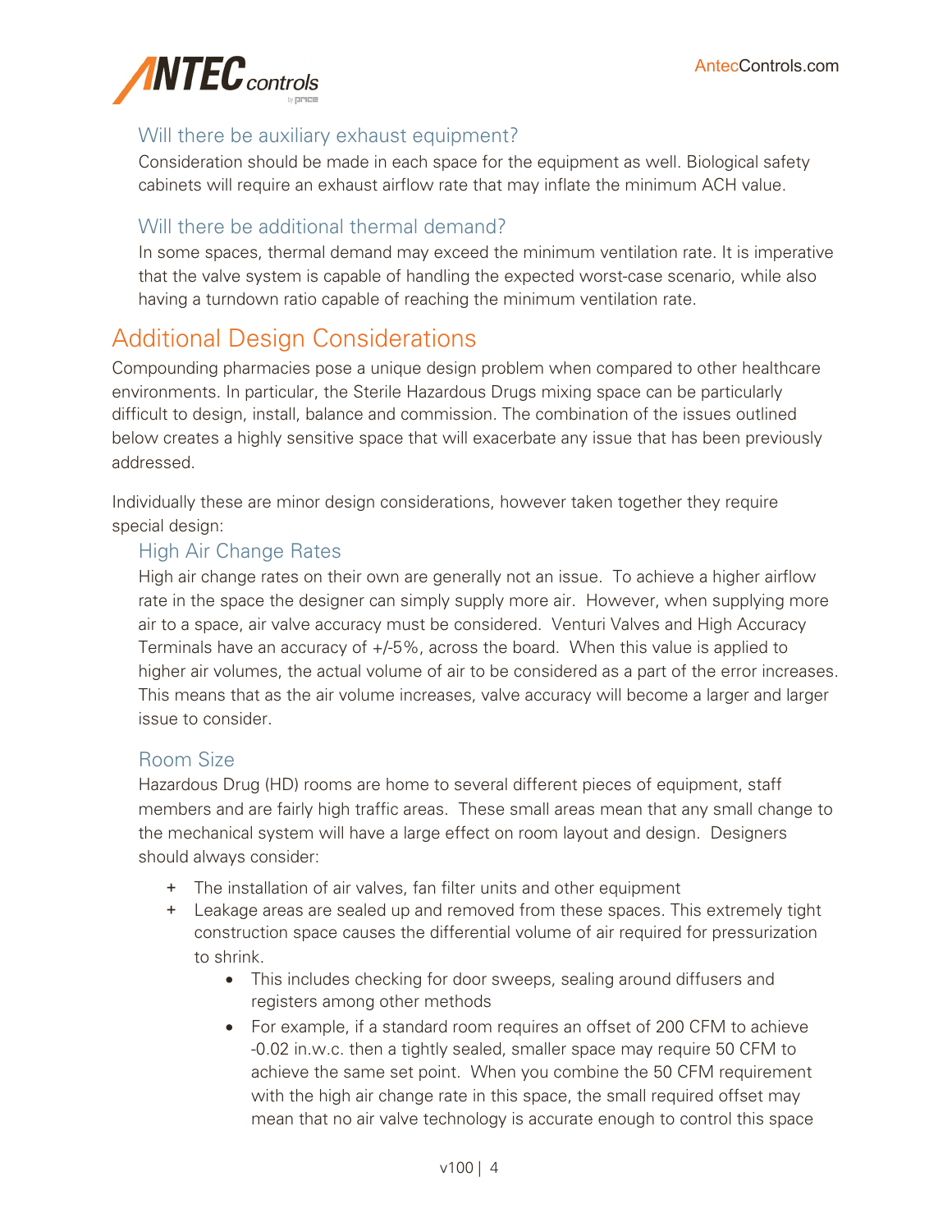### Will there be auxiliary exhaust equipment?

Consideration should be made in each space for the equipment as well. Biological safety cabinets will require an exhaust airflow rate that may inflate the minimum ACH value.

### Will there be additional thermal demand?

In some spaces, thermal demand may exceed the minimum ventilation rate. It is imperative that the valve system is capable of handling the expected worst-case scenario, while also having a turndown ratio capable of reaching the minimum ventilation rate.

## Additional Design Considerations

Compounding pharmacies pose a unique design problem when compared to other healthcare environments. In particular, the Sterile Hazardous Drugs mixing space can be particularly difficult to design, install, balance and commission. The combination of the issues outlined below creates a highly sensitive space that will exacerbate any issue that has been previously addressed.

Individually these are minor design considerations, however taken together they require special design:

### High Air Change Rates

High air change rates on their own are generally not an issue. To achieve a higher airflow rate in the space the designer can simply supply more air. However, when supplying more air to a space, air valve accuracy must be considered. Venturi Valves and High Accuracy Terminals have an accuracy of +/-5%, across the board. When this value is applied to higher air volumes, the actual volume of air to be considered as a part of the error increases. This means that as the air volume increases, valve accuracy will become a larger and larger issue to consider.

### Room Size

Hazardous Drug (HD) rooms are home to several different pieces of equipment, staff members and are fairly high traffic areas. These small areas mean that any small change to the mechanical system will have a large effect on room layout and design. Designers should always consider:

- The installation of air valves, fan filter units and other equipment
- Leakage areas are sealed up and removed from these spaces. This extremely tight construction space causes the differential volume of air required for pressurization to shrink.
  - This includes checking for door sweeps, sealing around diffusers and registers among other methods
  - For example, if a standard room requires an offset of 200 CFM to achieve -0.02 in.w.c. then a tightly sealed, smaller space may require 50 CFM to achieve the same set point. When you combine the 50 CFM requirement with the high air change rate in this space, the small required offset may mean that no air valve technology is accurate enough to control this space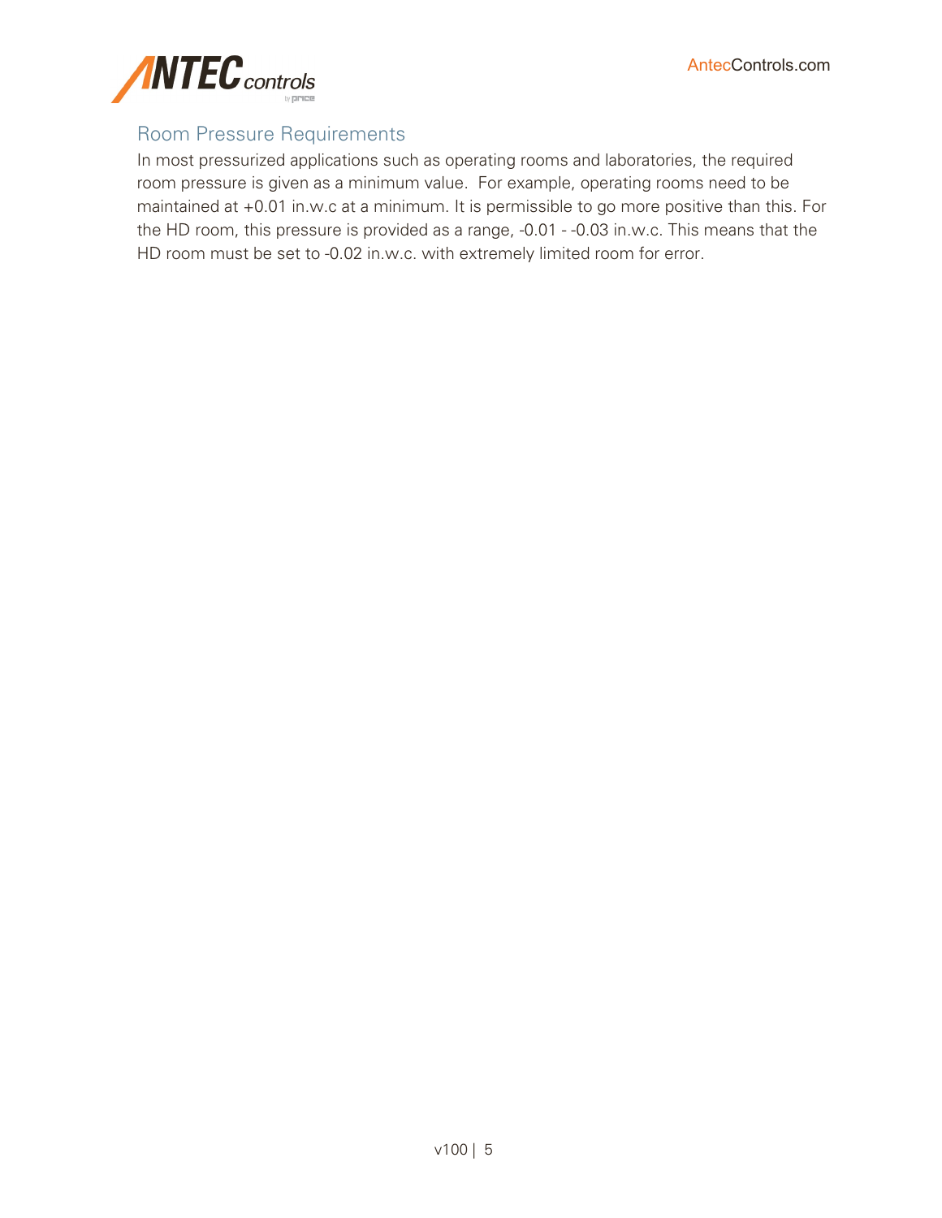## Room Pressure Requirements

In most pressurized applications such as operating rooms and laboratories, the required room pressure is given as a minimum value. For example, operating rooms need to be maintained at +0.01 in.w.c at a minimum. It is permissible to go more positive than this. For the HD room, this pressure is provided as a range, -0.01 - -0.03 in.w.c. This means that the HD room must be set to -0.02 in.w.c. with extremely limited room for error.